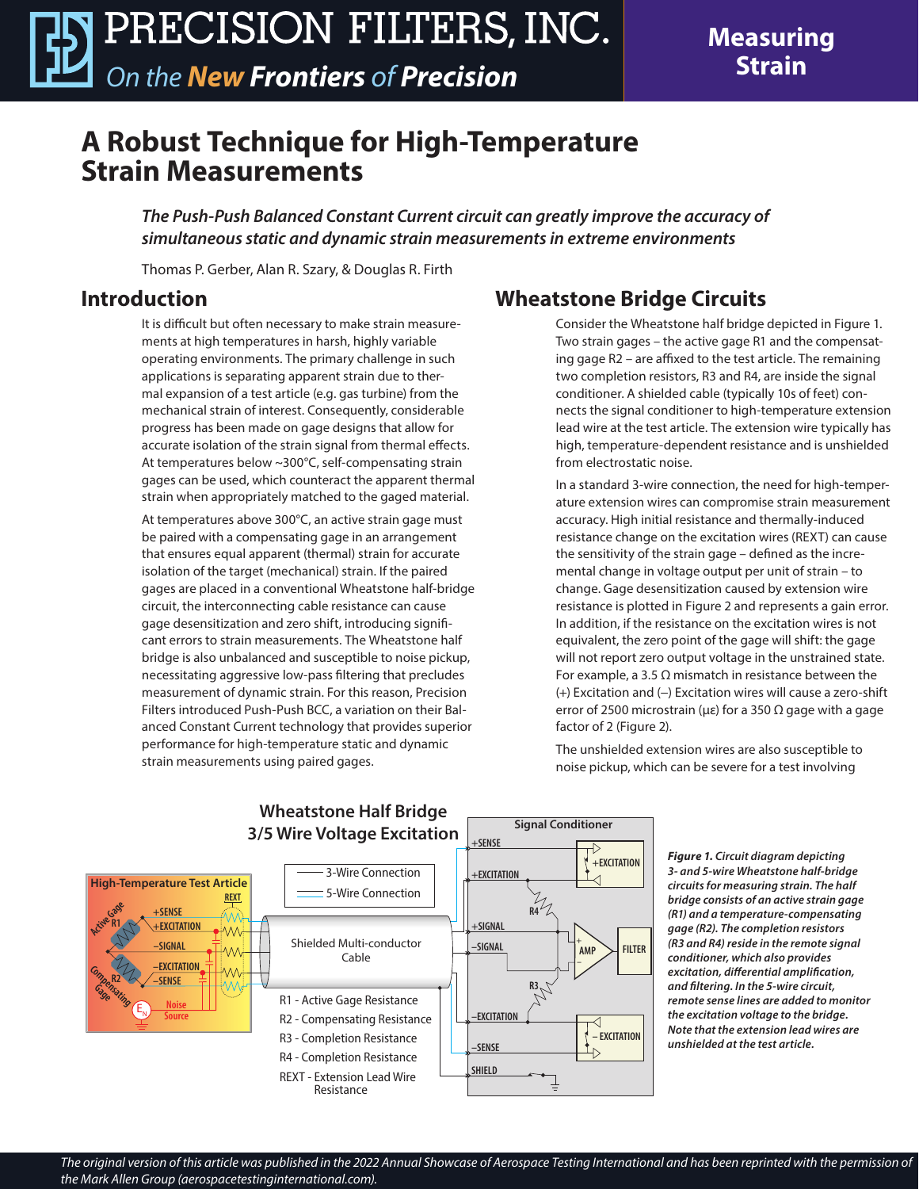# A Robust Technique for High-Temperature Strain Measurements

*The Push-Push Balanced Constant Current circuit can greatly improve the accuracy of simultaneous static and dynamic strain measurements in extreme environments*

Thomas P. Gerber, Alan R. Szary, & Douglas R. Firth

## Introduction

It is difficult but often necessary to make strain measurements at high temperatures in harsh, highly variable operating environments. The primary challenge in such applications is separating apparent strain due to thermal expansion of a test article (e.g. gas turbine) from the mechanical strain of interest. Consequently, considerable progress has been made on gage designs that allow for accurate isolation of the strain signal from thermal effects. At temperatures below ~300°C, self-compensating strain gages can be used, which counteract the apparent thermal strain when appropriately matched to the gaged material.

At temperatures above 300°C, an active strain gage must be paired with a compensating gage in an arrangement that ensures equal apparent (thermal) strain for accurate isolation of the target (mechanical) strain. If the paired gages are placed in a conventional Wheatstone half-bridge circuit, the interconnecting cable resistance can cause gage desensitization and zero shift, introducing significant errors to strain measurements. The Wheatstone half bridge is also unbalanced and susceptible to noise pickup, necessitating aggressive low-pass filtering that precludes measurement of dynamic strain. For this reason, Precision Filters introduced Push-Push BCC, a variation on their Balanced Constant Current technology that provides superior performance for high-temperature static and dynamic strain measurements using paired gages.

## Wheatstone Bridge Circuits

Consider the Wheatstone half bridge depicted in Figure 1. Two strain gages – the active gage R1 and the compensating gage R2 – are affixed to the test article. The remaining two completion resistors, R3 and R4, are inside the signal conditioner. A shielded cable (typically 10s of feet) connects the signal conditioner to high-temperature extension lead wire at the test article. The extension wire typically has high, temperature-dependent resistance and is unshielded from electrostatic noise.

In a standard 3-wire connection, the need for high-temperature extension wires can compromise strain measurement accuracy. High initial resistance and thermally-induced resistance change on the excitation wires (REXT) can cause the sensitivity of the strain gage – defined as the incremental change in voltage output per unit of strain – to change. Gage desensitization caused by extension wire resistance is plotted in Figure 2 and represents a gain error. In addition, if the resistance on the excitation wires is not equivalent, the zero point of the gage will shift: the gage will not report zero output voltage in the unstrained state. For example, a 3.5 Ω mismatch in resistance between the (+) Excitation and (–) Excitation wires will cause a zero-shift error of 2500 microstrain (με) for a 350 Ω gage with a gage factor of 2 (Figure 2).

The unshielded extension wires are also susceptible to noise pickup, which can be severe for a test involving

**Wheatstone Half Bridge 3/5 Wire Voltage Excitation**

High-Temperature Test Article: Active Gage R1, Compensating Gage R2, REXT, +SENSE, +EXCITATION, –SIGNAL, –EXCITATION, –SENSE, Noise Source $E_N$

3-Wire Connection / 5-Wire Connection

Shielded Multi-conductor Cable

Signal Conditioner: +SENSE, +EXCITATION, +SIGNAL, –SIGNAL, –EXCITATION, –SENSE, SHIELD, R3, R4, AMP, FILTER, +EXCITATION, – EXCITATION

R1 - Active Gage Resistance
R2 - Compensating Resistance
R3 - Completion Resistance
R4 - Completion Resistance
REXT - Extension Lead Wire Resistance

***Figure 1.** Circuit diagram depicting 3- and 5-wire Wheatstone half-bridge circuits for measuring strain. The half bridge consists of an active strain gage (R1) and a temperature-compensating gage (R2). The completion resistors (R3 and R4) reside in the remote signal conditioner, which also provides excitation, differential amplification, and filtering. In the 5-wire circuit, remote sense lines are added to monitor the excitation voltage to the bridge. Note that the extension lead wires are unshielded at the test article.*

*The original version of this article was published in the 2022 Annual Showcase of Aerospace Testing International and has been reprinted with the permission of the Mark Allen Group (aerospacetestinginternational.com).*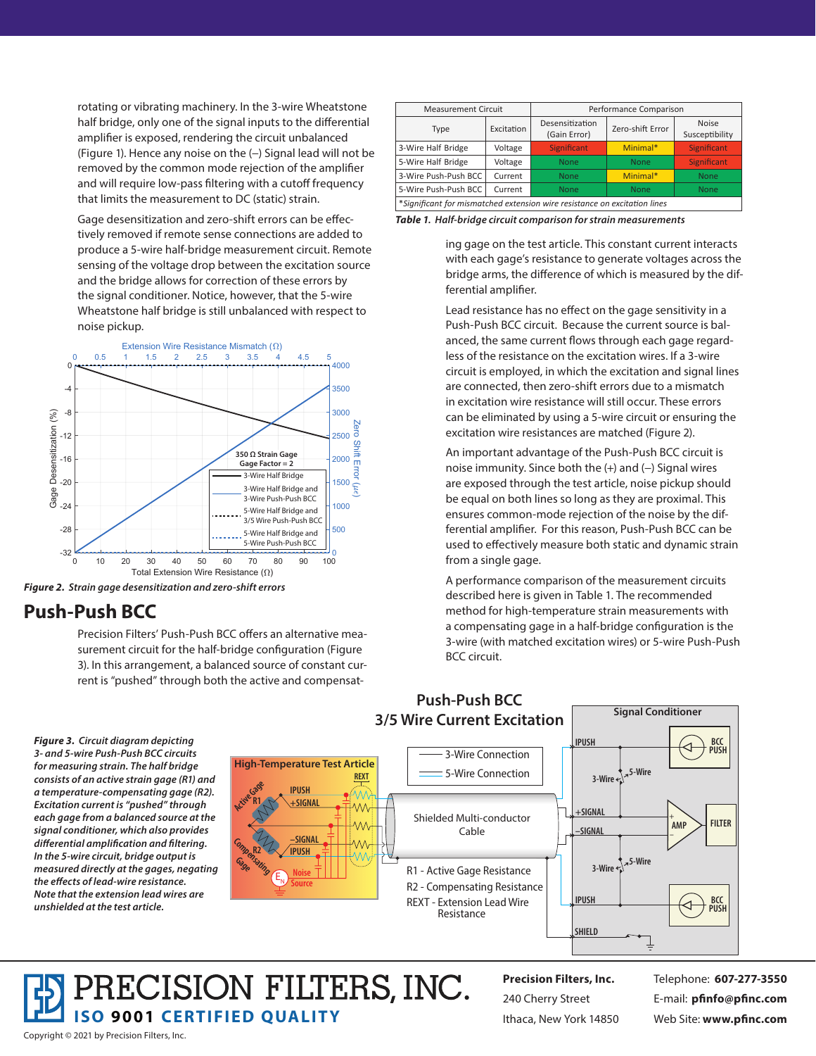rotating or vibrating machinery. In the 3-wire Wheatstone half bridge, only one of the signal inputs to the differential amplifier is exposed, rendering the circuit unbalanced (Figure 1). Hence any noise on the (–) Signal lead will not be removed by the common mode rejection of the amplifier and will require low-pass filtering with a cutoff frequency that limits the measurement to DC (static) strain.

Gage desensitization and zero-shift errors can be effectively removed if remote sense connections are added to produce a 5-wire half-bridge measurement circuit. Remote sensing of the voltage drop between the excitation source and the bridge allows for correction of these errors by the signal conditioner. Notice, however, that the 5-wire Wheatstone half bridge is still unbalanced with respect to noise pickup.

Extension Wire Resistance Mismatch (Ω)
0 0.5 1 1.5 2 2.5 3 3.5 4 4.5 5
Gage Desensitization (%)
0 -4 -8 -12 -16 -20 -24 -28 -32
Zero Shift Error (με)
4000 3500 3000 2500 2000 1500 1000 500 0
Total Extension Wire Resistance (Ω)
0 10 20 30 40 50 60 70 80 90 100
350 Ω Strain Gage
Gage Factor = 2
3-Wire Half Bridge
3-Wire Half Bridge and 3-Wire Push-Push BCC
5-Wire Half Bridge and 3/5 Wire Push-Push BCC
5-Wire Half Bridge and 5-Wire Push-Push BCC

*Figure 2. Strain gage desensitization and zero-shift errors*

## Push-Push BCC

Precision Filters' Push-Push BCC offers an alternative measurement circuit for the half-bridge configuration (Figure 3). In this arrangement, a balanced source of constant current is "pushed" through both the active and compensating gage on the test article. This constant current interacts with each gage's resistance to generate voltages across the bridge arms, the difference of which is measured by the differential amplifier.

Lead resistance has no effect on the gage sensitivity in a Push-Push BCC circuit. Because the current source is balanced, the same current flows through each gage regardless of the resistance on the excitation wires. If a 3-wire circuit is employed, in which the excitation and signal lines are connected, then zero-shift errors due to a mismatch in excitation wire resistance will still occur. These errors can be eliminated by using a 5-wire circuit or ensuring the excitation wire resistances are matched (Figure 2).

An important advantage of the Push-Push BCC circuit is noise immunity. Since both the (+) and (–) Signal wires are exposed through the test article, noise pickup should be equal on both lines so long as they are proximal. This ensures common-mode rejection of the noise by the differential amplifier. For this reason, Push-Push BCC can be used to effectively measure both static and dynamic strain from a single gage.

A performance comparison of the measurement circuits described here is given in Table 1. The recommended method for high-temperature strain measurements with a compensating gage in a half-bridge configuration is the 3-wire (with matched excitation wires) or 5-wire Push-Push BCC circuit.

| Measurement Circuit | | Performance Comparison | | |
|---|---|---|---|---|
| Type | Excitation | Desensitization (Gain Error) | Zero-shift Error | Noise Susceptibility |
| 3-Wire Half Bridge | Voltage | Significant | Minimal* | Significant |
| 5-Wire Half Bridge | Voltage | None | None | Significant |
| 3-Wire Push-Push BCC | Current | None | Minimal* | None |
| 5-Wire Push-Push BCC | Current | None | None | None |
| *Significant for mismatched extension wire resistance on excitation lines | | | | |

*Table 1. Half-bridge circuit comparison for strain measurements*

Push-Push BCC
3/5 Wire Current Excitation
High-Temperature Test Article
Active Gage R1
Compensating Gage R2
IPUSH
+SIGNAL
–SIGNAL
IPUSH
REXT
Noise Source
3-Wire Connection
5-Wire Connection
Shielded Multi-conductor Cable
R1 - Active Gage Resistance
R2 - Compensating Resistance
REXT - Extension Lead Wire Resistance
Signal Conditioner
IPUSH
+SIGNAL
–SIGNAL
IPUSH
SHIELD
3-Wire
5-Wire
BCC PUSH
AMP
FILTER

*Figure 3. Circuit diagram depicting 3- and 5-wire Push-Push BCC circuits for measuring strain. The half bridge consists of an active strain gage (R1) and a temperature-compensating gage (R2). Excitation current is "pushed" through each gage from a balanced source at the signal conditioner, which also provides differential amplification and filtering. In the 5-wire circuit, bridge output is measured directly at the gage, negating the effects of lead-wire resistance. Note that the extension lead wires are unshielded at the test article.*

PRECISION FILTERS, INC.
ISO 9001 CERTIFIED QUALITY

**Precision Filters, Inc.**
240 Cherry Street
Ithaca, New York 14850

Telephone: **607-277-3550**
E-mail: **pfinfo@pfinc.com**
Web Site: **www.pfinc.com**

Copyright © 2021 by Precision Filters, Inc.